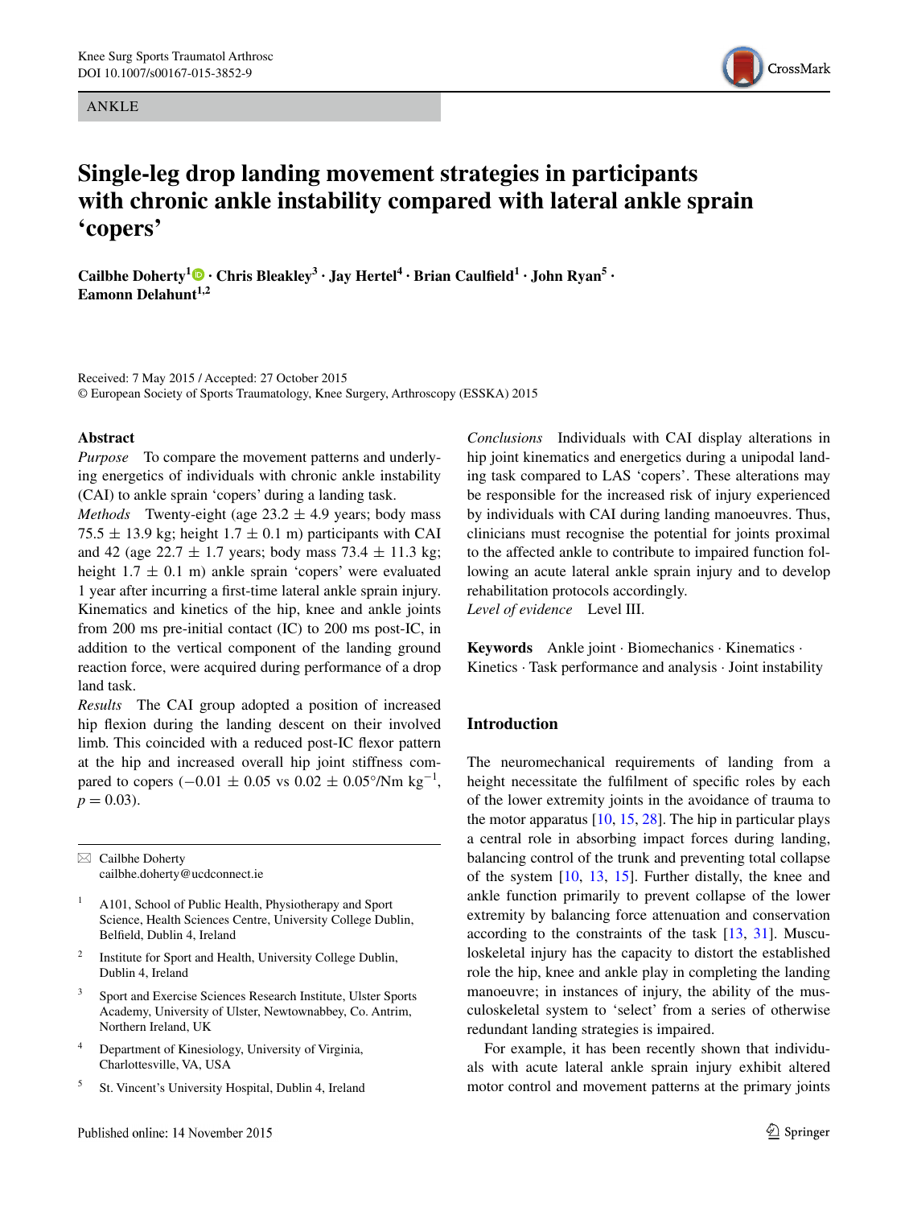ANKLE

# Single-leg drop landing movement strategies in participants with chronic ankle instability compared with lateral ankle sprain 'copers'

**Cailbhe Doherty[1] · Chris Bleakley[3] · Jay Hertel[4] · Brian Caulfield[1] · John Ryan[5] · Eamonn Delahunt[1,2]**

Received: 7 May 2015 / Accepted: 27 October 2015
© European Society of Sports Traumatology, Knee Surgery, Arthroscopy (ESSKA) 2015

## Abstract

*Purpose* To compare the movement patterns and underlying energetics of individuals with chronic ankle instability (CAI) to ankle sprain 'copers' during a landing task.

*Methods* Twenty-eight (age 23.2 ± 4.9 years; body mass 75.5 ± 13.9 kg; height 1.7 ± 0.1 m) participants with CAI and 42 (age 22.7 ± 1.7 years; body mass 73.4 ± 11.3 kg; height 1.7 ± 0.1 m) ankle sprain 'copers' were evaluated 1 year after incurring a first-time lateral ankle sprain injury. Kinematics and kinetics of the hip, knee and ankle joints from 200 ms pre-initial contact (IC) to 200 ms post-IC, in addition to the vertical component of the landing ground reaction force, were acquired during performance of a drop land task.

*Results* The CAI group adopted a position of increased hip flexion during the landing descent on their involved limb. This coincided with a reduced post-IC flexor pattern at the hip and increased overall hip joint stiffness compared to copers ($-0.01 \pm 0.05$ vs $0.02 \pm 0.05$°/Nm kg$^{-1}$, $p = 0.03$).

*Conclusions* Individuals with CAI display alterations in hip joint kinematics and energetics during a unipodal landing task compared to LAS 'copers'. These alterations may be responsible for the increased risk of injury experienced by individuals with CAI during landing manoeuvres. Thus, clinicians must recognise the potential for joints proximal to the affected ankle to contribute to impaired function following an acute lateral ankle sprain injury and to develop rehabilitation protocols accordingly.

*Level of evidence* Level III.

**Keywords** Ankle joint · Biomechanics · Kinematics · Kinetics · Task performance and analysis · Joint instability

✉ Cailbhe Doherty
cailbhe.doherty@ucdconnect.ie

1 A101, School of Public Health, Physiotherapy and Sport Science, Health Sciences Centre, University College Dublin, Belfield, Dublin 4, Ireland

2 Institute for Sport and Health, University College Dublin, Dublin 4, Ireland

3 Sport and Exercise Sciences Research Institute, Ulster Sports Academy, University of Ulster, Newtownabbey, Co. Antrim, Northern Ireland, UK

4 Department of Kinesiology, University of Virginia, Charlottesville, VA, USA

5 St. Vincent's University Hospital, Dublin 4, Ireland

## Introduction

The neuromechanical requirements of landing from a height necessitate the fulfilment of specific roles by each of the lower extremity joints in the avoidance of trauma to the motor apparatus [10, 15, 28]. The hip in particular plays a central role in absorbing impact forces during landing, balancing control of the trunk and preventing total collapse of the system [10, 13, 15]. Further distally, the knee and ankle function primarily to prevent collapse of the lower extremity by balancing force attenuation and conservation according to the constraints of the task [13, 31]. Musculoskeletal injury has the capacity to distort the established role the hip, knee and ankle play in completing the landing manoeuvre; in instances of injury, the ability of the musculoskeletal system to 'select' from a series of otherwise redundant landing strategies is impaired.

For example, it has been recently shown that individuals with acute lateral ankle sprain injury exhibit altered motor control and movement patterns at the primary joints

Published online: 14 November 2015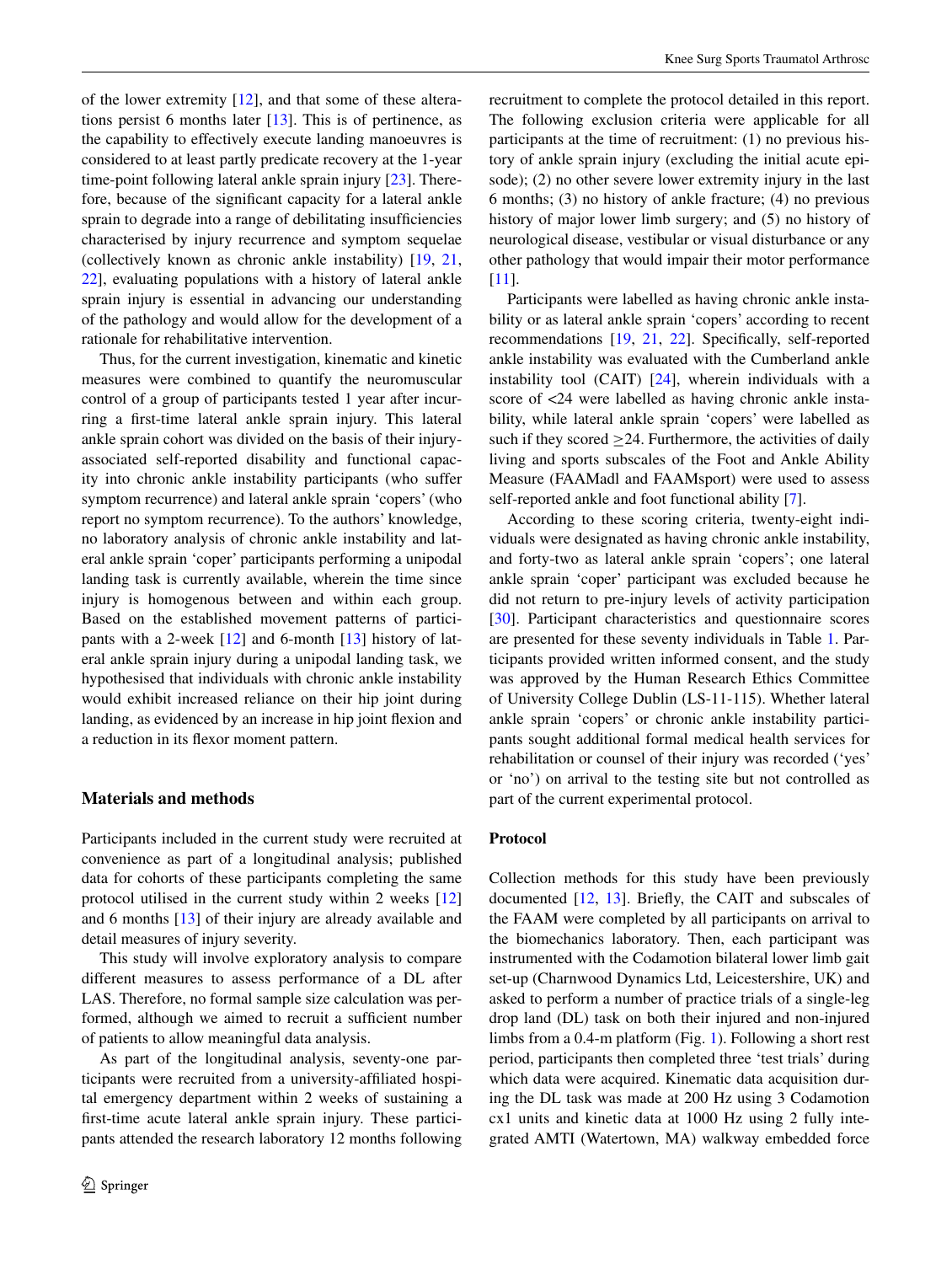of the lower extremity [12], and that some of these alterations persist 6 months later [13]. This is of pertinence, as the capability to effectively execute landing manoeuvres is considered to at least partly predicate recovery at the 1-year time-point following lateral ankle sprain injury [23]. Therefore, because of the significant capacity for a lateral ankle sprain to degrade into a range of debilitating insufficiencies characterised by injury recurrence and symptom sequelae (collectively known as chronic ankle instability) [19, 21, 22], evaluating populations with a history of lateral ankle sprain injury is essential in advancing our understanding of the pathology and would allow for the development of a rationale for rehabilitative intervention.

Thus, for the current investigation, kinematic and kinetic measures were combined to quantify the neuromuscular control of a group of participants tested 1 year after incurring a first-time lateral ankle sprain injury. This lateral ankle sprain cohort was divided on the basis of their injury-associated self-reported disability and functional capacity into chronic ankle instability participants (who suffer symptom recurrence) and lateral ankle sprain 'copers' (who report no symptom recurrence). To the authors' knowledge, no laboratory analysis of chronic ankle instability and lateral ankle sprain 'coper' participants performing a unipodal landing task is currently available, wherein the time since injury is homogenous between and within each group. Based on the established movement patterns of participants with a 2-week [12] and 6-month [13] history of lateral ankle sprain injury during a unipodal landing task, we hypothesised that individuals with chronic ankle instability would exhibit increased reliance on their hip joint during landing, as evidenced by an increase in hip joint flexion and a reduction in its flexor moment pattern.

## Materials and methods

Participants included in the current study were recruited at convenience as part of a longitudinal analysis; published data for cohorts of these participants completing the same protocol utilised in the current study within 2 weeks [12] and 6 months [13] of their injury are already available and detail measures of injury severity.

This study will involve exploratory analysis to compare different measures to assess performance of a DL after LAS. Therefore, no formal sample size calculation was performed, although we aimed to recruit a sufficient number of patients to allow meaningful data analysis.

As part of the longitudinal analysis, seventy-one participants were recruited from a university-affiliated hospital emergency department within 2 weeks of sustaining a first-time acute lateral ankle sprain injury. These participants attended the research laboratory 12 months following recruitment to complete the protocol detailed in this report. The following exclusion criteria were applicable for all participants at the time of recruitment: (1) no previous history of ankle sprain injury (excluding the initial acute episode); (2) no other severe lower extremity injury in the last 6 months; (3) no history of ankle fracture; (4) no previous history of major lower limb surgery; and (5) no history of neurological disease, vestibular or visual disturbance or any other pathology that would impair their motor performance [11].

Participants were labelled as having chronic ankle instability or as lateral ankle sprain 'copers' according to recent recommendations [19, 21, 22]. Specifically, self-reported ankle instability was evaluated with the Cumberland ankle instability tool (CAIT) [24], wherein individuals with a score of <24 were labelled as having chronic ankle instability, while lateral ankle sprain 'copers' were labelled as such if they scored ≥24. Furthermore, the activities of daily living and sports subscales of the Foot and Ankle Ability Measure (FAAMadl and FAAMsport) were used to assess self-reported ankle and foot functional ability [7].

According to these scoring criteria, twenty-eight individuals were designated as having chronic ankle instability, and forty-two as lateral ankle sprain 'copers'; one lateral ankle sprain 'coper' participant was excluded because he did not return to pre-injury levels of activity participation [30]. Participant characteristics and questionnaire scores are presented for these seventy individuals in Table 1. Participants provided written informed consent, and the study was approved by the Human Research Ethics Committee of University College Dublin (LS-11-115). Whether lateral ankle sprain 'copers' or chronic ankle instability participants sought additional formal medical health services for rehabilitation or counsel of their injury was recorded ('yes' or 'no') on arrival to the testing site but not controlled as part of the current experimental protocol.

### Protocol

Collection methods for this study have been previously documented [12, 13]. Briefly, the CAIT and subscales of the FAAM were completed by all participants on arrival to the biomechanics laboratory. Then, each participant was instrumented with the Codamotion bilateral lower limb gait set-up (Charnwood Dynamics Ltd, Leicestershire, UK) and asked to perform a number of practice trials of a single-leg drop land (DL) task on both their injured and non-injured limbs from a 0.4-m platform (Fig. 1). Following a short rest period, participants then completed three 'test trials' during which data were acquired. Kinematic data acquisition during the DL task was made at 200 Hz using 3 Codamotion cx1 units and kinetic data at 1000 Hz using 2 fully integrated AMTI (Watertown, MA) walkway embedded force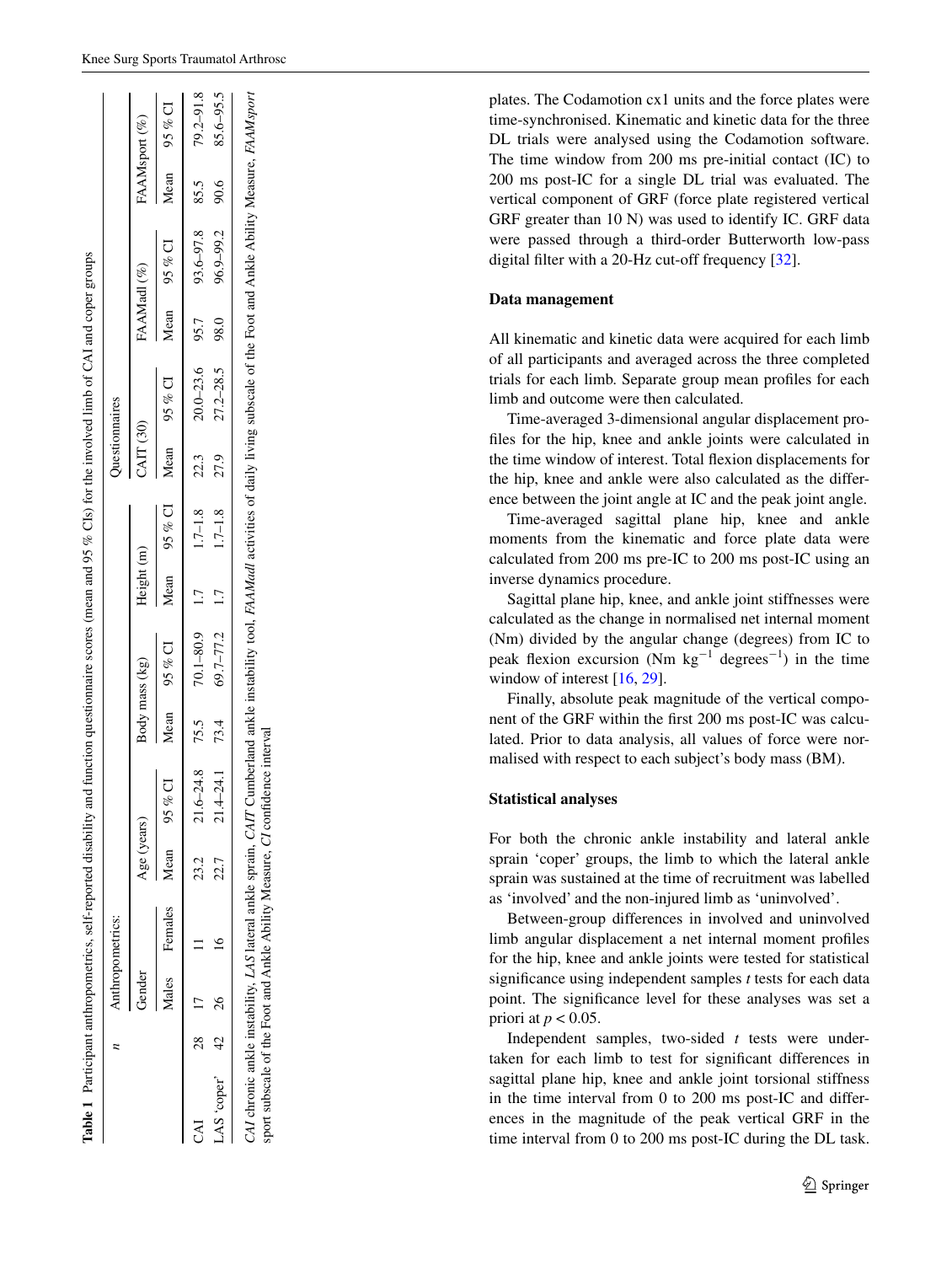**Table 1** Participant anthropometrics, self-reported disability and function questionnaire scores (mean and 95 % CIs) for the involved limb of CAI and coper groups

| | *n* | Anthropometrics: | | | | | | | | | Questionnaires | | | | | |
|---|---|---|---|---|---|---|---|---|---|---|---|---|---|---|---|---|
| | | Gender | | Age (years) | | Body mass (kg) | | Height (m) | | | CAIT (30) | | FAAMadl (%) | | FAAMsport (%) | |
| | | Males | Females | Mean | 95 % CI | Mean | 95 % CI | Mean | 95 % CI | | Mean | 95 % CI | Mean | 95 % CI | Mean | 95 % CI |
| CAI | 28 | 17 | 11 | 23.2 | 21.6–24.8 | 75.5 | 70.1–80.9 | 1.7 | 1.7–1.8 | | 22.3 | 20.0–23.6 | 95.7 | 93.6–97.8 | 85.5 | 79.2–91.8 |
| LAS 'coper' | 42 | 26 | 16 | 22.7 | 21.4–24.1 | 73.4 | 69.7–77.2 | 1.7 | 1.7–1.8 | | 27.9 | 27.2–28.5 | 98.0 | 96.9–99.2 | 90.6 | 85.6–95.5 |

*CAI* chronic ankle instability, *LAS* lateral ankle sprain, *CAIT* Cumberland ankle instability tool, *FAAMadl* activities of daily living subscale of the Foot and Ankle Ability Measure, *FAAMsport* sport subscale of the Foot and Ankle Ability Measure, *CI* confidence interval

plates. The Codamotion cx1 units and the force plates were time-synchronised. Kinematic and kinetic data for the three DL trials were analysed using the Codamotion software. The time window from 200 ms pre-initial contact (IC) to 200 ms post-IC for a single DL trial was evaluated. The vertical component of GRF (force plate registered vertical GRF greater than 10 N) was used to identify IC. GRF data were passed through a third-order Butterworth low-pass digital filter with a 20-Hz cut-off frequency [32].

### Data management

All kinematic and kinetic data were acquired for each limb of all participants and averaged across the three completed trials for each limb. Separate group mean profiles for each limb and outcome were then calculated.

Time-averaged 3-dimensional angular displacement profiles for the hip, knee and ankle joints were calculated in the time window of interest. Total flexion displacements for the hip, knee and ankle were also calculated as the difference between the joint angle at IC and the peak joint angle.

Time-averaged sagittal plane hip, knee and ankle moments from the kinematic and force plate data were calculated from 200 ms pre-IC to 200 ms post-IC using an inverse dynamics procedure.

Sagittal plane hip, knee, and ankle joint stiffnesses were calculated as the change in normalised net internal moment (Nm) divided by the angular change (degrees) from IC to peak flexion excursion (Nm $kg^{-1}$ $degrees^{-1}$) in the time window of interest [16, 29].

Finally, absolute peak magnitude of the vertical component of the GRF within the first 200 ms post-IC was calculated. Prior to data analysis, all values of force were normalised with respect to each subject's body mass (BM).

### Statistical analyses

For both the chronic ankle instability and lateral ankle sprain 'coper' groups, the limb to which the lateral ankle sprain was sustained at the time of recruitment was labelled as 'involved' and the non-injured limb as 'uninvolved'.

Between-group differences in involved and uninvolved limb angular displacement a net internal moment profiles for the hip, knee and ankle joints were tested for statistical significance using independent samples *t* tests for each data point. The significance level for these analyses was set a priori at $p < 0.05$.

Independent samples, two-sided *t* tests were undertaken for each limb to test for significant differences in sagittal plane hip, knee and ankle joint torsional stiffness in the time interval from 0 to 200 ms post-IC and differences in the magnitude of the peak vertical GRF in the time interval from 0 to 200 ms post-IC during the DL task.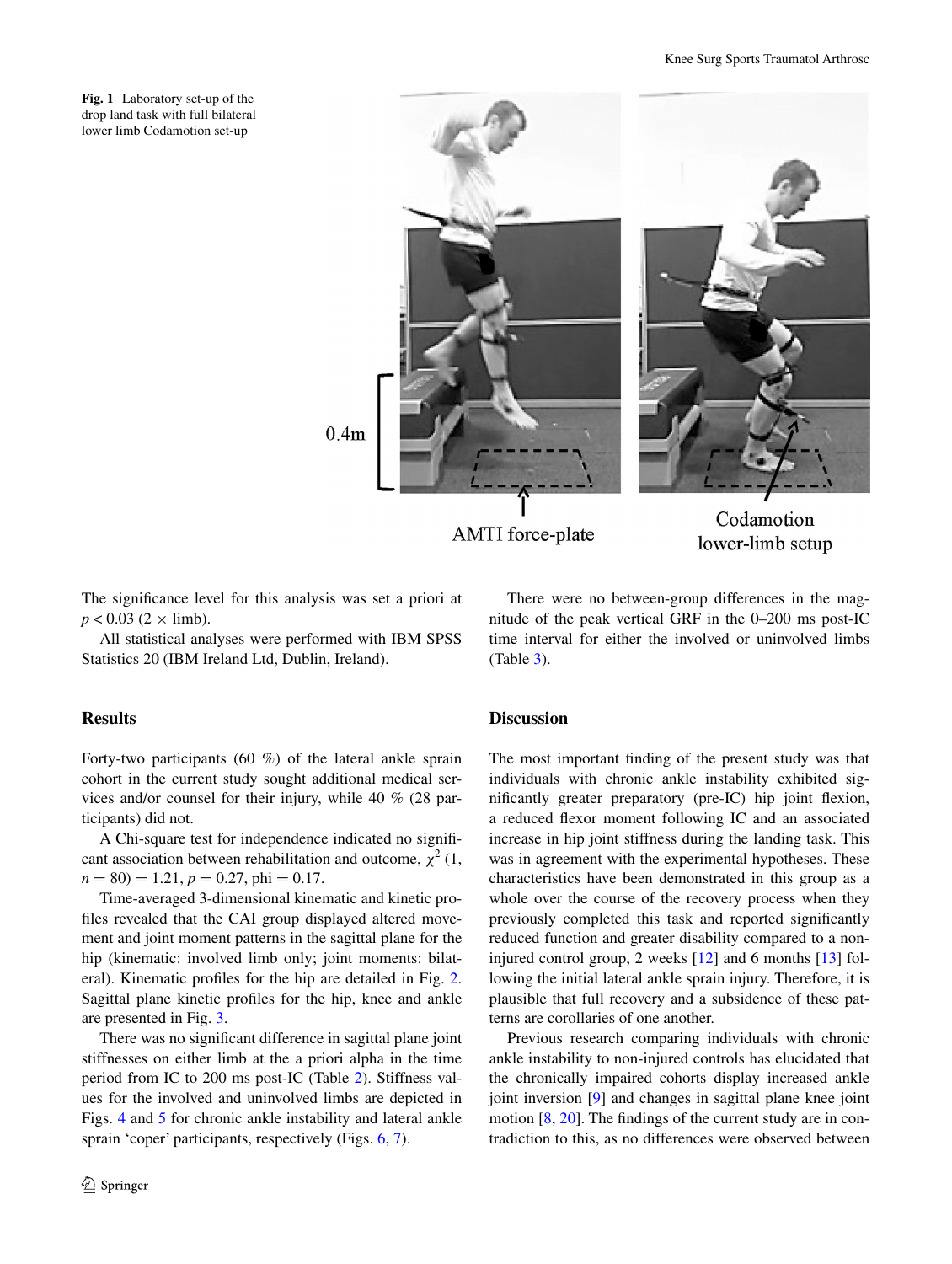Fig. 1 Laboratory set-up of the drop land task with full bilateral lower limb Codamotion set-up

The significance level for this analysis was set a priori at $p < 0.03$ ($2 \times$ limb).

All statistical analyses were performed with IBM SPSS Statistics 20 (IBM Ireland Ltd, Dublin, Ireland).

## Results

Forty-two participants (60 %) of the lateral ankle sprain cohort in the current study sought additional medical services and/or counsel for their injury, while 40 % (28 participants) did not.

A Chi-square test for independence indicated no significant association between rehabilitation and outcome, $\chi^2$ (1, $n = 80$) = 1.21, $p = 0.27$, phi = 0.17.

Time-averaged 3-dimensional kinematic and kinetic profiles revealed that the CAI group displayed altered movement and joint moment patterns in the sagittal plane for the hip (kinematic: involved limb only; joint moments: bilateral). Kinematic profiles for the hip are detailed in Fig. 2. Sagittal plane kinetic profiles for the hip, knee and ankle are presented in Fig. 3.

There was no significant difference in sagittal plane joint stiffnesses on either limb at the a priori alpha in the time period from IC to 200 ms post-IC (Table 2). Stiffness values for the involved and uninvolved limbs are depicted in Figs. 4 and 5 for chronic ankle instability and lateral ankle sprain 'coper' participants, respectively (Figs. 6, 7).

There were no between-group differences in the magnitude of the peak vertical GRF in the 0–200 ms post-IC time interval for either the involved or uninvolved limbs (Table 3).

## Discussion

The most important finding of the present study was that individuals with chronic ankle instability exhibited significantly greater preparatory (pre-IC) hip joint flexion, a reduced flexor moment following IC and an associated increase in hip joint stiffness during the landing task. This was in agreement with the experimental hypotheses. These characteristics have been demonstrated in this group as a whole over the course of the recovery process when they previously completed this task and reported significantly reduced function and greater disability compared to a non-injured control group, 2 weeks [12] and 6 months [13] following the initial lateral ankle sprain injury. Therefore, it is plausible that full recovery and a subsidence of these patterns are corollaries of one another.

Previous research comparing individuals with chronic ankle instability to non-injured controls has elucidated that the chronically impaired cohorts display increased ankle joint inversion [9] and changes in sagittal plane knee joint motion [8, 20]. The findings of the current study are in contradiction to this, as no differences were observed between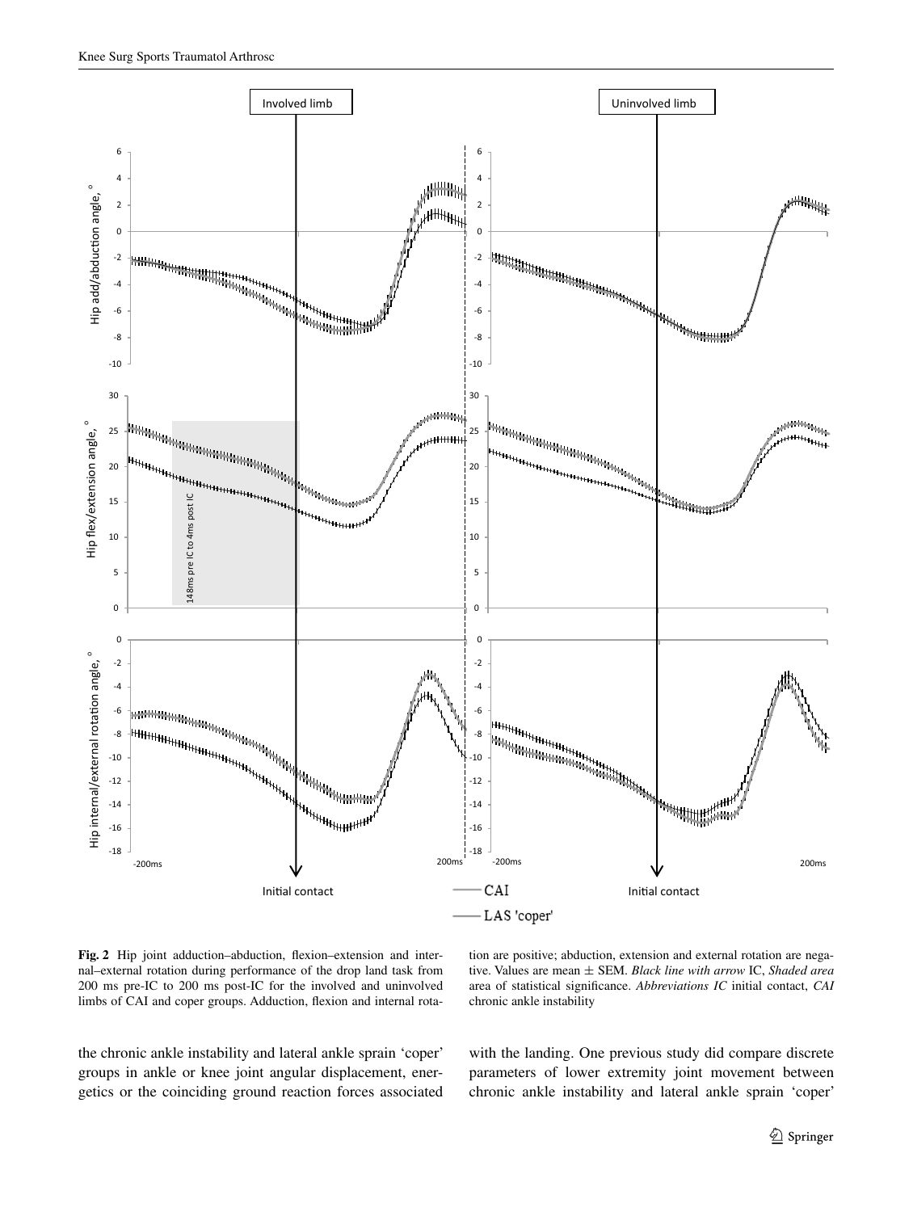**Fig. 2** Hip joint adduction–abduction, flexion–extension and internal–external rotation during performance of the drop land task from 200 ms pre-IC to 200 ms post-IC for the involved and uninvolved limbs of CAI and coper groups. Adduction, flexion and internal rotation are positive; abduction, extension and external rotation are negative. Values are mean ± SEM. *Black line with arrow* IC, *Shaded area* area of statistical significance. *Abbreviations IC* initial contact, *CAI* chronic ankle instability

the chronic ankle instability and lateral ankle sprain 'coper' groups in ankle or knee joint angular displacement, energetics or the coinciding ground reaction forces associated with the landing. One previous study did compare discrete parameters of lower extremity joint movement between chronic ankle instability and lateral ankle sprain 'coper'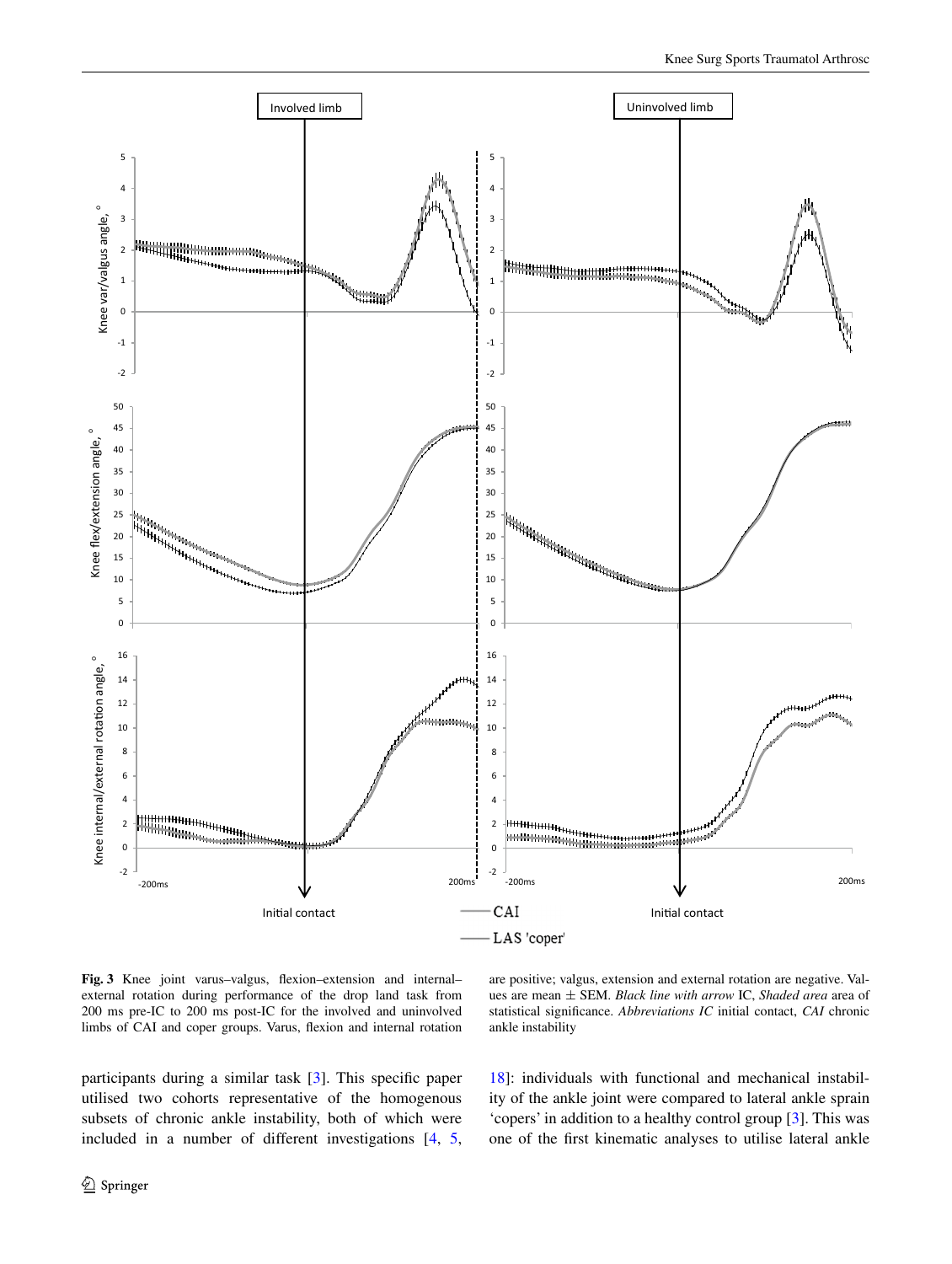**Fig. 3** Knee joint varus–valgus, flexion–extension and internal–external rotation during performance of the drop land task from 200 ms pre-IC to 200 ms post-IC for the involved and uninvolved limbs of CAI and coper groups. Varus, flexion and internal rotation are positive; valgus, extension and external rotation are negative. Values are mean ± SEM. *Black line with arrow* IC, *Shaded area* area of statistical significance. *Abbreviations IC* initial contact, *CAI* chronic ankle instability

participants during a similar task [3]. This specific paper utilised two cohorts representative of the homogenous subsets of chronic ankle instability, both of which were included in a number of different investigations [4, 5, 18]: individuals with functional and mechanical instability of the ankle joint were compared to lateral ankle sprain 'copers' in addition to a healthy control group [3]. This was one of the first kinematic analyses to utilise lateral ankle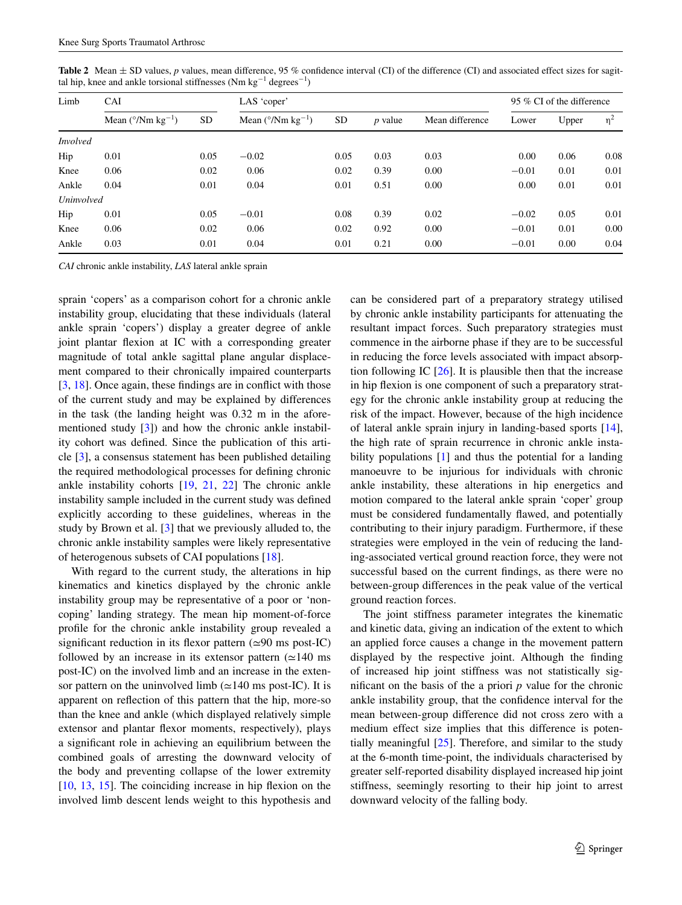**Table 2** Mean ± SD values, *p* values, mean difference, 95 % confidence interval (CI) of the difference (CI) and associated effect sizes for sagittal hip, knee and ankle torsional stiffnesses (Nm $kg^{-1}$ $degrees^{-1}$)

| Limb | CAI | | LAS 'coper' | | | | 95 % CI of the difference | | |
|---|---|---|---|---|---|---|---|---|---|
| | Mean (°/Nm $kg^{-1}$) | SD | Mean (°/Nm $kg^{-1}$) | SD | *p* value | Mean difference | Lower | Upper | $\eta^2$ |
| *Involved* | | | | | | | | | |
| Hip | 0.01 | 0.05 | −0.02 | 0.05 | 0.03 | 0.03 | 0.00 | 0.06 | 0.08 |
| Knee | 0.06 | 0.02 | 0.06 | 0.02 | 0.39 | 0.00 | −0.01 | 0.01 | 0.01 |
| Ankle | 0.04 | 0.01 | 0.04 | 0.01 | 0.51 | 0.00 | 0.00 | 0.01 | 0.01 |
| *Uninvolved* | | | | | | | | | |
| Hip | 0.01 | 0.05 | −0.01 | 0.08 | 0.39 | 0.02 | −0.02 | 0.05 | 0.01 |
| Knee | 0.06 | 0.02 | 0.06 | 0.02 | 0.92 | 0.00 | −0.01 | 0.01 | 0.00 |
| Ankle | 0.03 | 0.01 | 0.04 | 0.01 | 0.21 | 0.00 | −0.01 | 0.00 | 0.04 |

*CAI* chronic ankle instability, *LAS* lateral ankle sprain

sprain 'copers' as a comparison cohort for a chronic ankle instability group, elucidating that these individuals (lateral ankle sprain 'copers') display a greater degree of ankle joint plantar flexion at IC with a corresponding greater magnitude of total ankle sagittal plane angular displacement compared to their chronically impaired counterparts [3, 18]. Once again, these findings are in conflict with those of the current study and may be explained by differences in the task (the landing height was 0.32 m in the aforementioned study [3]) and how the chronic ankle instability cohort was defined. Since the publication of this article [3], a consensus statement has been published detailing the required methodological processes for defining chronic ankle instability cohorts [19, 21, 22] The chronic ankle instability sample included in the current study was defined explicitly according to these guidelines, whereas in the study by Brown et al. [3] that we previously alluded to, the chronic ankle instability samples were likely representative of heterogenous subsets of CAI populations [18].

With regard to the current study, the alterations in hip kinematics and kinetics displayed by the chronic ankle instability group may be representative of a poor or 'non-coping' landing strategy. The mean hip moment-of-force profile for the chronic ankle instability group revealed a significant reduction in its flexor pattern (≃90 ms post-IC) followed by an increase in its extensor pattern (≃140 ms post-IC) on the involved limb and an increase in the extensor pattern on the uninvolved limb (≃140 ms post-IC). It is apparent on reflection of this pattern that the hip, more-so than the knee and ankle (which displayed relatively simple extensor and plantar flexor moments, respectively), plays a significant role in achieving an equilibrium between the combined goals of arresting the downward velocity of the body and preventing collapse of the lower extremity [10, 13, 15]. The coinciding increase in hip flexion on the involved limb descent lends weight to this hypothesis and can be considered part of a preparatory strategy utilised by chronic ankle instability participants for attenuating the resultant impact forces. Such preparatory strategies must commence in the airborne phase if they are to be successful in reducing the force levels associated with impact absorption following IC [26]. It is plausible then that the increase in hip flexion is one component of such a preparatory strategy for the chronic ankle instability group at reducing the risk of the impact. However, because of the high incidence of lateral ankle sprain injury in landing-based sports [14], the high rate of sprain recurrence in chronic ankle instability populations [1] and thus the potential for a landing manoeuvre to be injurious for individuals with chronic ankle instability, these alterations in hip energetics and motion compared to the lateral ankle sprain 'coper' group must be considered fundamentally flawed, and potentially contributing to their injury paradigm. Furthermore, if these strategies were employed in the vein of reducing the landing-associated vertical ground reaction force, they were not successful based on the current findings, as there were no between-group differences in the peak value of the vertical ground reaction forces.

The joint stiffness parameter integrates the kinematic and kinetic data, giving an indication of the extent to which an applied force causes a change in the movement pattern displayed by the respective joint. Although the finding of increased hip joint stiffness was not statistically significant on the basis of the a priori *p* value for the chronic ankle instability group, that the confidence interval for the mean between-group difference did not cross zero with a medium effect size implies that this difference is potentially meaningful [25]. Therefore, and similar to the study at the 6-month time-point, the individuals characterised by greater self-reported disability displayed increased hip joint stiffness, seemingly resorting to their hip joint to arrest downward velocity of the falling body.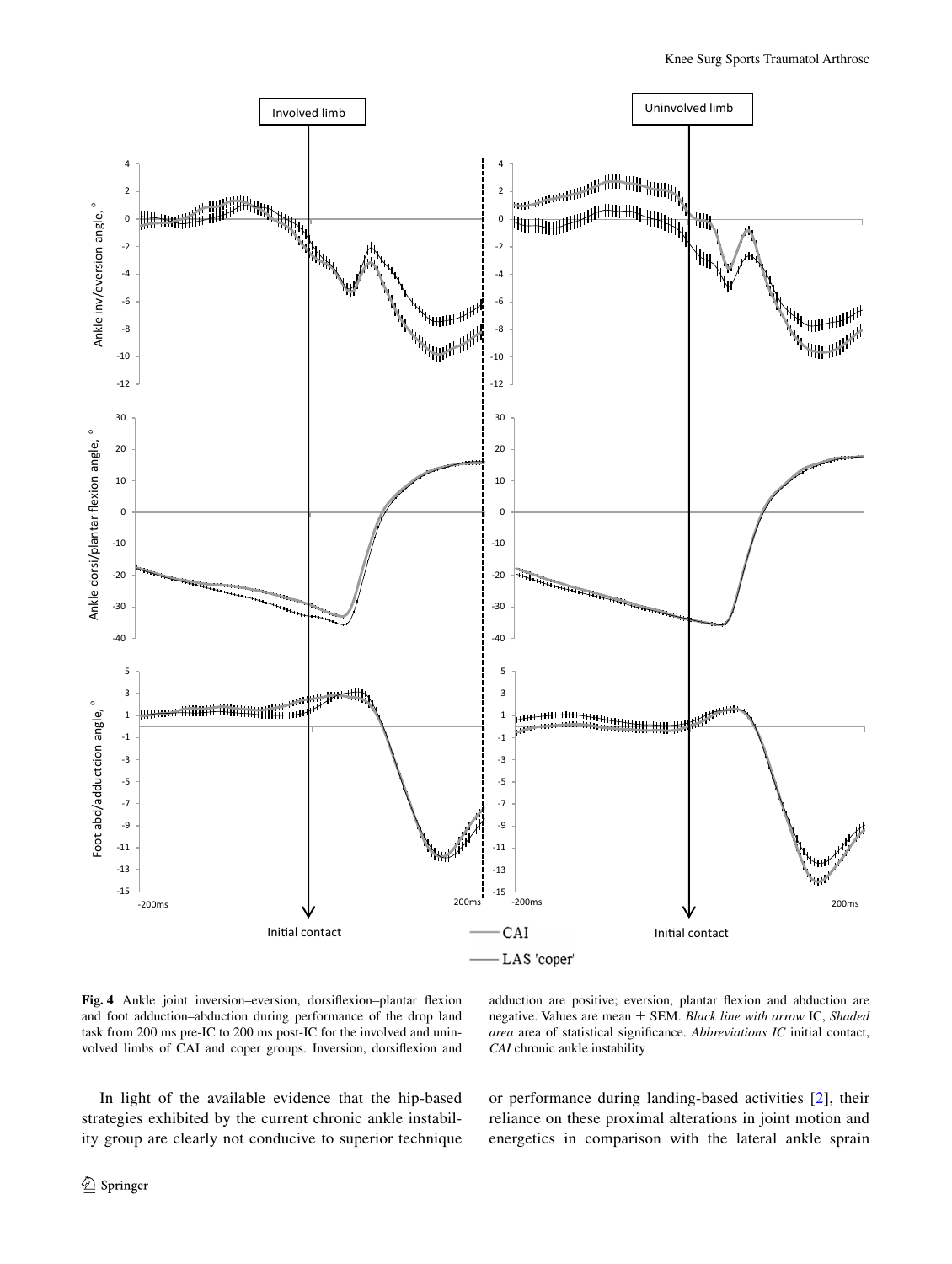**Fig. 4** Ankle joint inversion–eversion, dorsiflexion–plantar flexion and foot adduction–abduction during performance of the drop land task from 200 ms pre-IC to 200 ms post-IC for the involved and uninvolved limbs of CAI and coper groups. Inversion, dorsiflexion and adduction are positive; eversion, plantar flexion and abduction are negative. Values are mean ± SEM. *Black line with arrow* IC, *Shaded area* area of statistical significance. *Abbreviations IC* initial contact, *CAI* chronic ankle instability

In light of the available evidence that the hip-based strategies exhibited by the current chronic ankle instability group are clearly not conducive to superior technique or performance during landing-based activities [2], their reliance on these proximal alterations in joint motion and energetics in comparison with the lateral ankle sprain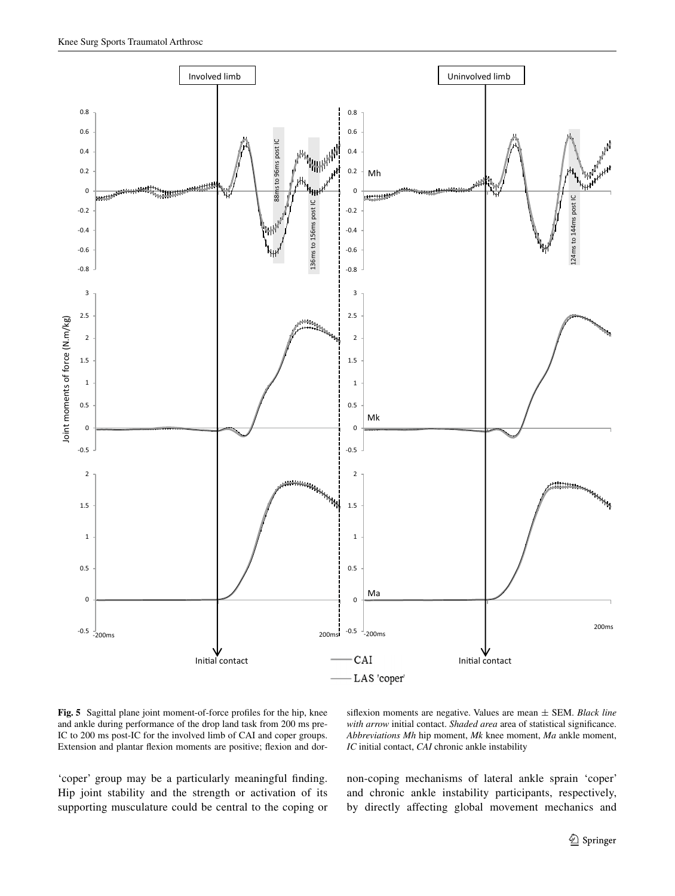**Fig. 5** Sagittal plane joint moment-of-force profiles for the hip, knee and ankle during performance of the drop land task from 200 ms pre-IC to 200 ms post-IC for the involved limb of CAI and coper groups. Extension and plantar flexion moments are positive; flexion and dorsiflexion moments are negative. Values are mean ± SEM. *Black line with arrow* initial contact. *Shaded area* area of statistical significance. *Abbreviations Mh* hip moment, *Mk* knee moment, *Ma* ankle moment, *IC* initial contact, *CAI* chronic ankle instability

'coper' group may be a particularly meaningful finding. Hip joint stability and the strength or activation of its supporting musculature could be central to the coping or non-coping mechanisms of lateral ankle sprain 'coper' and chronic ankle instability participants, respectively, by directly affecting global movement mechanics and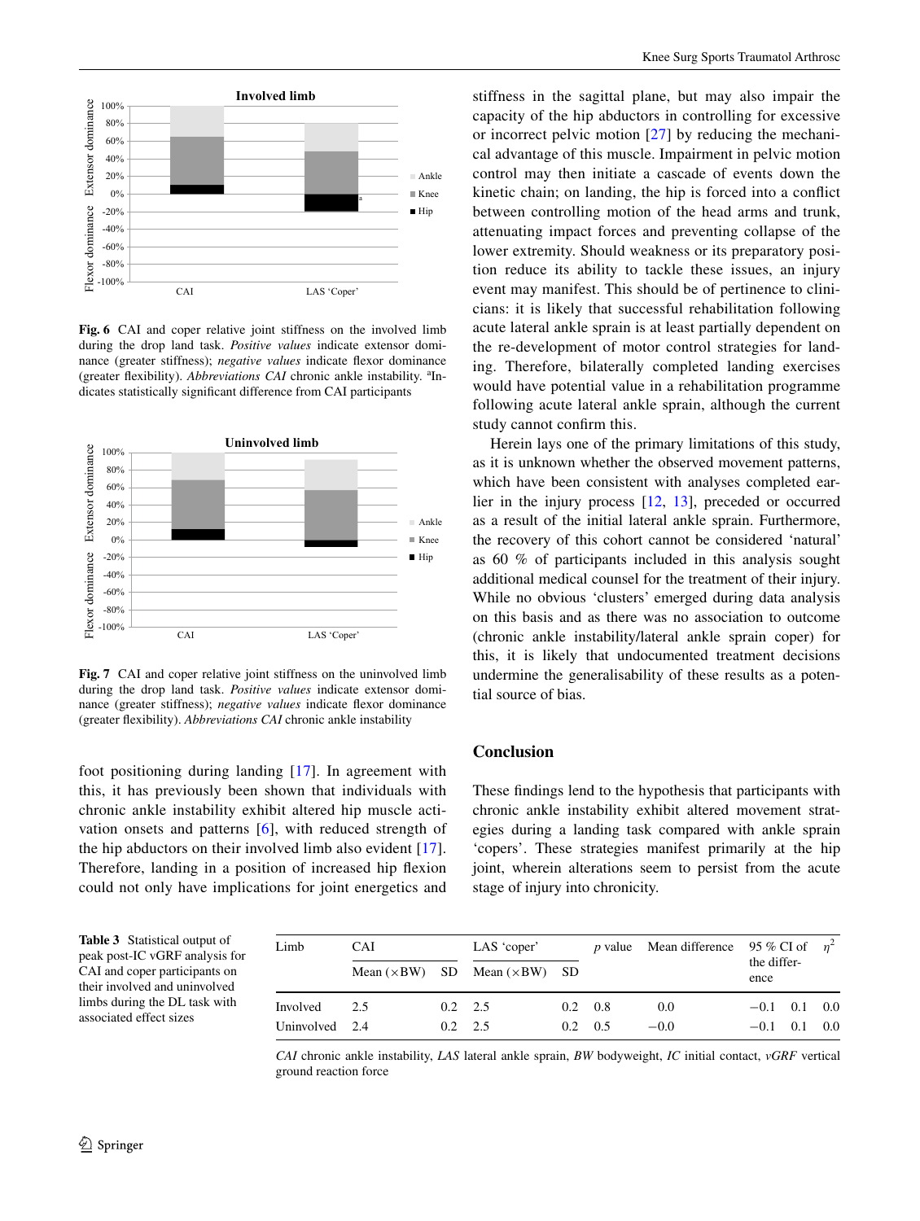Fig. 6 CAI and coper relative joint stiffness on the involved limb during the drop land task. *Positive values* indicate extensor dominance (greater stiffness); *negative values* indicate flexor dominance (greater flexibility). *Abbreviations CAI* chronic ankle instability. [a]Indicates statistically significant difference from CAI participants

Fig. 7 CAI and coper relative joint stiffness on the uninvolved limb during the drop land task. *Positive values* indicate extensor dominance (greater stiffness); *negative values* indicate flexor dominance (greater flexibility). *Abbreviations CAI* chronic ankle instability

foot positioning during landing [17]. In agreement with this, it has previously been shown that individuals with chronic ankle instability exhibit altered hip muscle activation onsets and patterns [6], with reduced strength of the hip abductors on their involved limb also evident [17]. Therefore, landing in a position of increased hip flexion could not only have implications for joint energetics and stiffness in the sagittal plane, but may also impair the capacity of the hip abductors in controlling for excessive or incorrect pelvic motion [27] by reducing the mechanical advantage of this muscle. Impairment in pelvic motion control may then initiate a cascade of events down the kinetic chain; on landing, the hip is forced into a conflict between controlling motion of the head arms and trunk, attenuating impact forces and preventing collapse of the lower extremity. Should weakness or its preparatory position reduce its ability to tackle these issues, an injury event may manifest. This should be of pertinence to clinicians: it is likely that successful rehabilitation following acute lateral ankle sprain is at least partially dependent on the re-development of motor control strategies for landing. Therefore, bilaterally completed landing exercises would have potential value in a rehabilitation programme following acute lateral ankle sprain, although the current study cannot confirm this.

Herein lays one of the primary limitations of this study, as it is unknown whether the observed movement patterns, which have been consistent with analyses completed earlier in the injury process [12, 13], preceded or occurred as a result of the initial lateral ankle sprain. Furthermore, the recovery of this cohort cannot be considered 'natural' as 60 % of participants included in this analysis sought additional medical counsel for the treatment of their injury. While no obvious 'clusters' emerged during data analysis on this basis and as there was no association to outcome (chronic ankle instability/lateral ankle sprain coper) for this, it is likely that undocumented treatment decisions undermine the generalisability of these results as a potential source of bias.

## Conclusion

These findings lend to the hypothesis that participants with chronic ankle instability exhibit altered movement strategies during a landing task compared with ankle sprain 'copers'. These strategies manifest primarily at the hip joint, wherein alterations seem to persist from the acute stage of injury into chronicity.

**Table 3** Statistical output of peak post-IC vGRF analysis for CAI and coper participants on their involved and uninvolved limbs during the DL task with associated effect sizes

| Limb | CAI | | LAS 'coper' | | *p* value | Mean difference | 95 % CI of the difference | | $\eta^2$ |
|---|---|---|---|---|---|---|---|---|---|
| | Mean (×BW) | SD | Mean (×BW) | SD | | | | | |
| Involved | 2.5 | 0.2 | 2.5 | 0.2 | 0.8 | 0.0 | −0.1 | 0.1 | 0.0 |
| Uninvolved | 2.4 | 0.2 | 2.5 | 0.2 | 0.5 | −0.0 | −0.1 | 0.1 | 0.0 |

*CAI* chronic ankle instability, *LAS* lateral ankle sprain, *BW* bodyweight, *IC* initial contact, *vGRF* vertical ground reaction force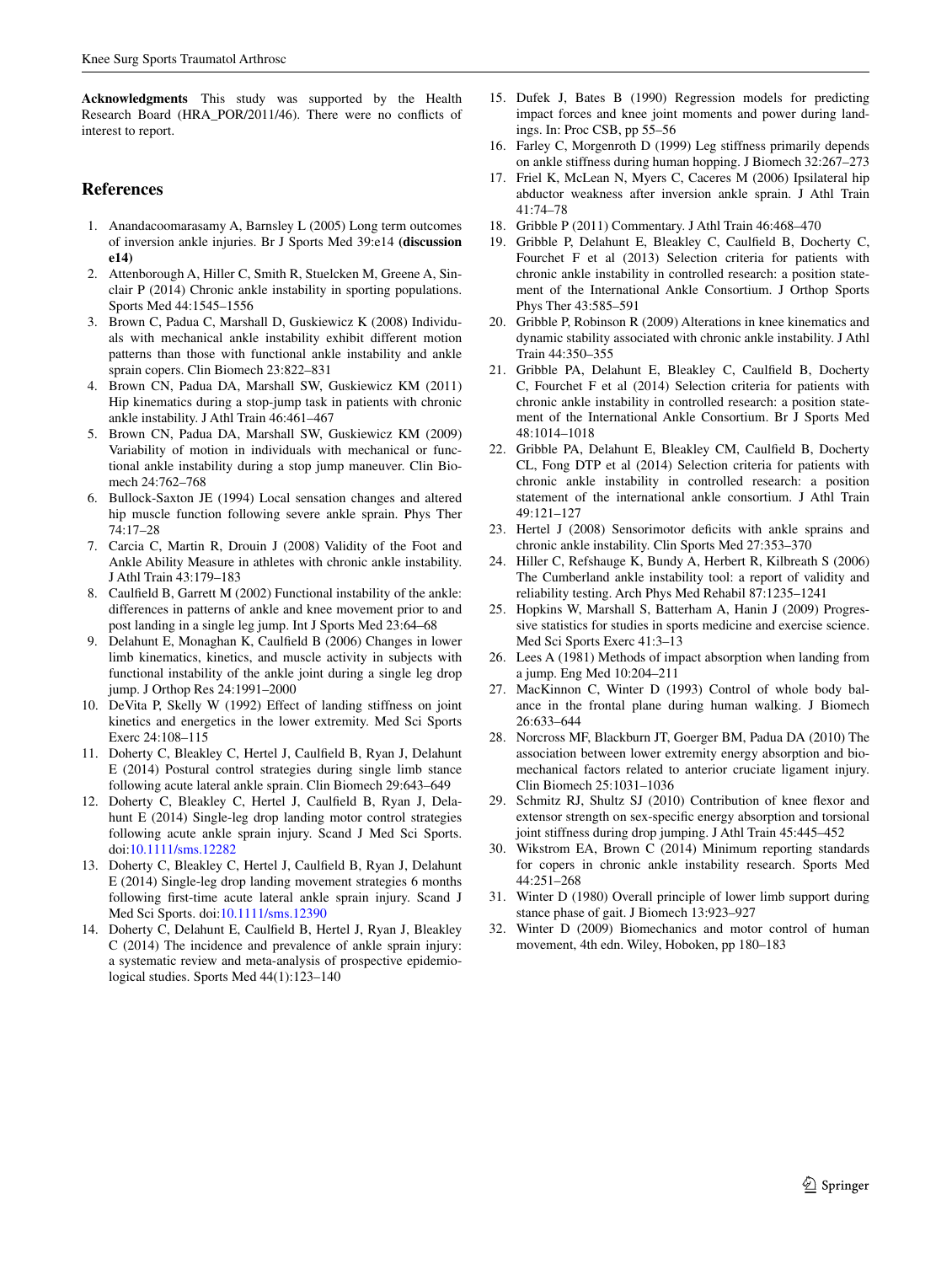**Acknowledgments** This study was supported by the Health Research Board (HRA_POR/2011/46). There were no conflicts of interest to report.

## References

1. Anandacoomarasamy A, Barnsley L (2005) Long term outcomes of inversion ankle injuries. Br J Sports Med 39:e14 **(discussion e14)**
2. Attenborough A, Hiller C, Smith R, Stuelcken M, Greene A, Sinclair P (2014) Chronic ankle instability in sporting populations. Sports Med 44:1545–1556
3. Brown C, Padua C, Marshall D, Guskiewicz K (2008) Individuals with mechanical ankle instability exhibit different motion patterns than those with functional ankle instability and ankle sprain copers. Clin Biomech 23:822–831
4. Brown CN, Padua DA, Marshall SW, Guskiewicz KM (2011) Hip kinematics during a stop-jump task in patients with chronic ankle instability. J Athl Train 46:461–467
5. Brown CN, Padua DA, Marshall SW, Guskiewicz KM (2009) Variability of motion in individuals with mechanical or functional ankle instability during a stop jump maneuver. Clin Biomech 24:762–768
6. Bullock-Saxton JE (1994) Local sensation changes and altered hip muscle function following severe ankle sprain. Phys Ther 74:17–28
7. Carcia C, Martin R, Drouin J (2008) Validity of the Foot and Ankle Ability Measure in athletes with chronic ankle instability. J Athl Train 43:179–183
8. Caulfield B, Garrett M (2002) Functional instability of the ankle: differences in patterns of ankle and knee movement prior to and post landing in a single leg jump. Int J Sports Med 23:64–68
9. Delahunt E, Monaghan K, Caulfield B (2006) Changes in lower limb kinematics, kinetics, and muscle activity in subjects with functional instability of the ankle joint during a single leg drop jump. J Orthop Res 24:1991–2000
10. DeVita P, Skelly W (1992) Effect of landing stiffness on joint kinetics and energetics in the lower extremity. Med Sci Sports Exerc 24:108–115
11. Doherty C, Bleakley C, Hertel J, Caulfield B, Ryan J, Delahunt E (2014) Postural control strategies during single limb stance following acute lateral ankle sprain. Clin Biomech 29:643–649
12. Doherty C, Bleakley C, Hertel J, Caulfield B, Ryan J, Delahunt E (2014) Single-leg drop landing motor control strategies following acute ankle sprain injury. Scand J Med Sci Sports. doi:10.1111/sms.12282
13. Doherty C, Bleakley C, Hertel J, Caulfield B, Ryan J, Delahunt E (2014) Single-leg drop landing movement strategies 6 months following first-time acute lateral ankle sprain injury. Scand J Med Sci Sports. doi:10.1111/sms.12390
14. Doherty C, Delahunt E, Caulfield B, Hertel J, Ryan J, Bleakley C (2014) The incidence and prevalence of ankle sprain injury: a systematic review and meta-analysis of prospective epidemiological studies. Sports Med 44(1):123–140
15. Dufek J, Bates B (1990) Regression models for predicting impact forces and knee joint moments and power during landings. In: Proc CSB, pp 55–56
16. Farley C, Morgenroth D (1999) Leg stiffness primarily depends on ankle stiffness during human hopping. J Biomech 32:267–273
17. Friel K, McLean N, Myers C, Caceres M (2006) Ipsilateral hip abductor weakness after inversion ankle sprain. J Athl Train 41:74–78
18. Gribble P (2011) Commentary. J Athl Train 46:468–470
19. Gribble P, Delahunt E, Bleakley C, Caulfield B, Docherty C, Fourchet F et al (2013) Selection criteria for patients with chronic ankle instability in controlled research: a position statement of the International Ankle Consortium. J Orthop Sports Phys Ther 43:585–591
20. Gribble P, Robinson R (2009) Alterations in knee kinematics and dynamic stability associated with chronic ankle instability. J Athl Train 44:350–355
21. Gribble PA, Delahunt E, Bleakley C, Caulfield B, Docherty C, Fourchet F et al (2014) Selection criteria for patients with chronic ankle instability in controlled research: a position statement of the International Ankle Consortium. Br J Sports Med 48:1014–1018
22. Gribble PA, Delahunt E, Bleakley CM, Caulfield B, Docherty CL, Fong DTP et al (2014) Selection criteria for patients with chronic ankle instability in controlled research: a position statement of the international ankle consortium. J Athl Train 49:121–127
23. Hertel J (2008) Sensorimotor deficits with ankle sprains and chronic ankle instability. Clin Sports Med 27:353–370
24. Hiller C, Refshauge K, Bundy A, Herbert R, Kilbreath S (2006) The Cumberland ankle instability tool: a report of validity and reliability testing. Arch Phys Med Rehabil 87:1235–1241
25. Hopkins W, Marshall S, Batterham A, Hanin J (2009) Progressive statistics for studies in sports medicine and exercise science. Med Sci Sports Exerc 41:3–13
26. Lees A (1981) Methods of impact absorption when landing from a jump. Eng Med 10:204–211
27. MacKinnon C, Winter D (1993) Control of whole body balance in the frontal plane during human walking. J Biomech 26:633–644
28. Norcross MF, Blackburn JT, Goerger BM, Padua DA (2010) The association between lower extremity energy absorption and biomechanical factors related to anterior cruciate ligament injury. Clin Biomech 25:1031–1036
29. Schmitz RJ, Shultz SJ (2010) Contribution of knee flexor and extensor strength on sex-specific energy absorption and torsional joint stiffness during drop jumping. J Athl Train 45:445–452
30. Wikstrom EA, Brown C (2014) Minimum reporting standards for copers in chronic ankle instability research. Sports Med 44:251–268
31. Winter D (1980) Overall principle of lower limb support during stance phase of gait. J Biomech 13:923–927
32. Winter D (2009) Biomechanics and motor control of human movement, 4th edn. Wiley, Hoboken, pp 180–183